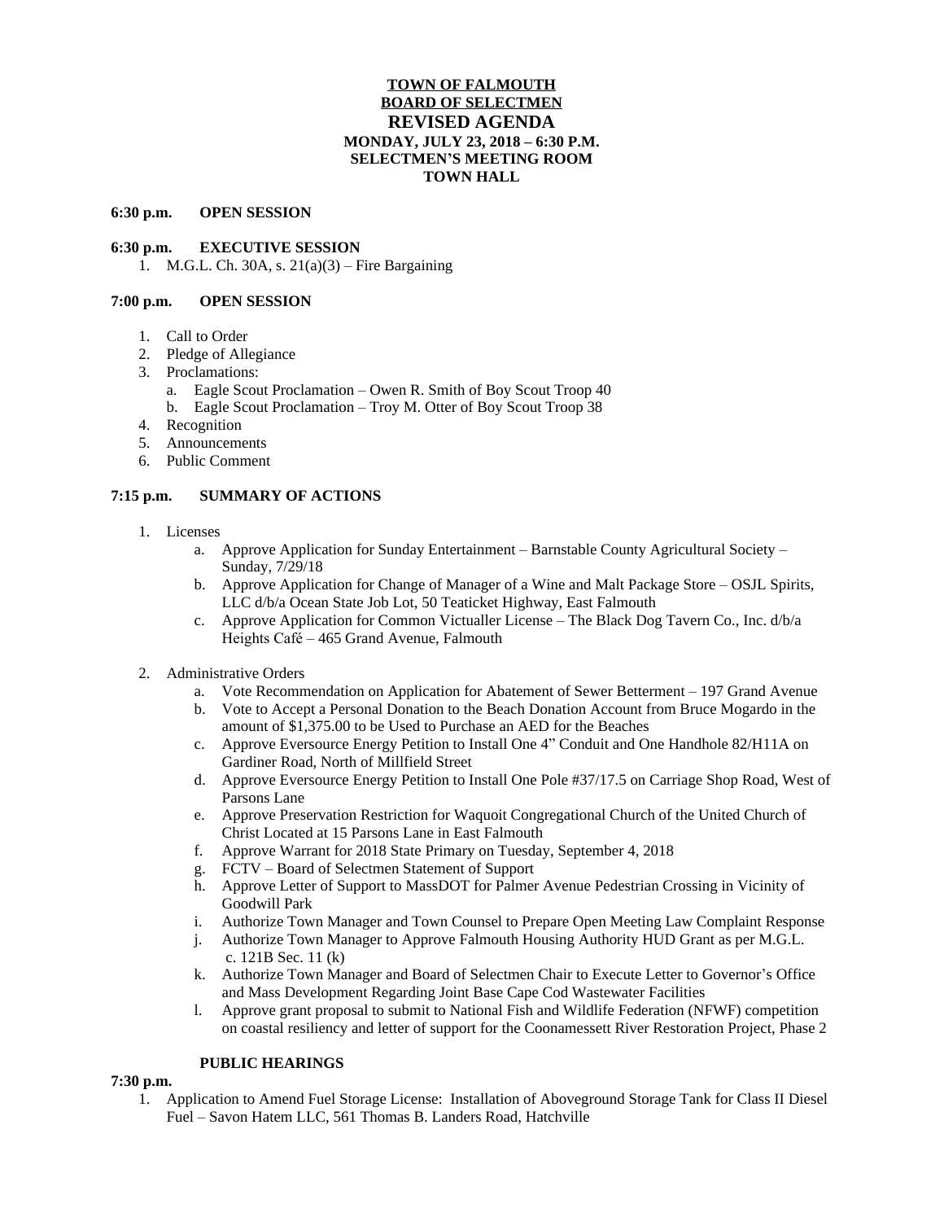# TOWN OF FALMOUTH
# BOARD OF SELECTMEN
# REVISED AGENDA
### MONDAY, JULY 23, 2018 – 6:30 P.M.
### SELECTMEN'S MEETING ROOM
### TOWN HALL

**6:30 p.m. OPEN SESSION**

**6:30 p.m. EXECUTIVE SESSION**

1. M.G.L. Ch. 30A, s. 21(a)(3) – Fire Bargaining

**7:00 p.m. OPEN SESSION**

1. Call to Order
2. Pledge of Allegiance
3. Proclamations:
   a. Eagle Scout Proclamation – Owen R. Smith of Boy Scout Troop 40
   b. Eagle Scout Proclamation – Troy M. Otter of Boy Scout Troop 38
4. Recognition
5. Announcements
6. Public Comment

**7:15 p.m. SUMMARY OF ACTIONS**

1. Licenses
   a. Approve Application for Sunday Entertainment – Barnstable County Agricultural Society – Sunday, 7/29/18
   b. Approve Application for Change of Manager of a Wine and Malt Package Store – OSJL Spirits, LLC d/b/a Ocean State Job Lot, 50 Teaticket Highway, East Falmouth
   c. Approve Application for Common Victualler License – The Black Dog Tavern Co., Inc. d/b/a Heights Café – 465 Grand Avenue, Falmouth

2. Administrative Orders
   a. Vote Recommendation on Application for Abatement of Sewer Betterment – 197 Grand Avenue
   b. Vote to Accept a Personal Donation to the Beach Donation Account from Bruce Mogardo in the amount of $1,375.00 to be Used to Purchase an AED for the Beaches
   c. Approve Eversource Energy Petition to Install One 4" Conduit and One Handhole 82/H11A on Gardiner Road, North of Millfield Street
   d. Approve Eversource Energy Petition to Install One Pole #37/17.5 on Carriage Shop Road, West of Parsons Lane
   e. Approve Preservation Restriction for Waquoit Congregational Church of the United Church of Christ Located at 15 Parsons Lane in East Falmouth
   f. Approve Warrant for 2018 State Primary on Tuesday, September 4, 2018
   g. FCTV – Board of Selectmen Statement of Support
   h. Approve Letter of Support to MassDOT for Palmer Avenue Pedestrian Crossing in Vicinity of Goodwill Park
   i. Authorize Town Manager and Town Counsel to Prepare Open Meeting Law Complaint Response
   j. Authorize Town Manager to Approve Falmouth Housing Authority HUD Grant as per M.G.L. c. 121B Sec. 11 (k)
   k. Authorize Town Manager and Board of Selectmen Chair to Execute Letter to Governor's Office and Mass Development Regarding Joint Base Cape Cod Wastewater Facilities
   l. Approve grant proposal to submit to National Fish and Wildlife Federation (NFWF) competition on coastal resiliency and letter of support for the Coonamessett River Restoration Project, Phase 2

**PUBLIC HEARINGS**

**7:30 p.m.**

1. Application to Amend Fuel Storage License: Installation of Aboveground Storage Tank for Class II Diesel Fuel – Savon Hatem LLC, 561 Thomas B. Landers Road, Hatchville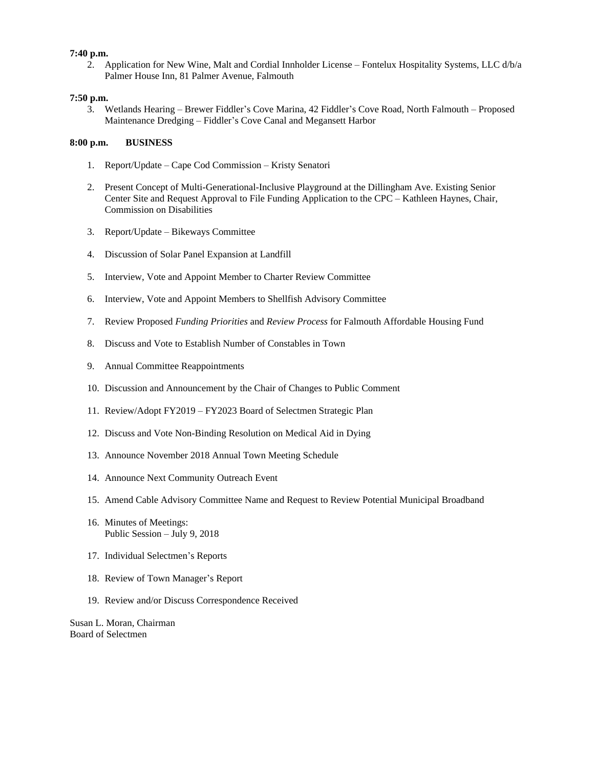**7:40 p.m.**

2. Application for New Wine, Malt and Cordial Innholder License – Fontelux Hospitality Systems, LLC d/b/a Palmer House Inn, 81 Palmer Avenue, Falmouth

**7:50 p.m.**

3. Wetlands Hearing – Brewer Fiddler's Cove Marina, 42 Fiddler's Cove Road, North Falmouth – Proposed Maintenance Dredging – Fiddler's Cove Canal and Megansett Harbor

**8:00 p.m. BUSINESS**

1. Report/Update – Cape Cod Commission – Kristy Senatori

2. Present Concept of Multi-Generational-Inclusive Playground at the Dillingham Ave. Existing Senior Center Site and Request Approval to File Funding Application to the CPC – Kathleen Haynes, Chair, Commission on Disabilities

3. Report/Update – Bikeways Committee

4. Discussion of Solar Panel Expansion at Landfill

5. Interview, Vote and Appoint Member to Charter Review Committee

6. Interview, Vote and Appoint Members to Shellfish Advisory Committee

7. Review Proposed *Funding Priorities* and *Review Process* for Falmouth Affordable Housing Fund

8. Discuss and Vote to Establish Number of Constables in Town

9. Annual Committee Reappointments

10. Discussion and Announcement by the Chair of Changes to Public Comment

11. Review/Adopt FY2019 – FY2023 Board of Selectmen Strategic Plan

12. Discuss and Vote Non-Binding Resolution on Medical Aid in Dying

13. Announce November 2018 Annual Town Meeting Schedule

14. Announce Next Community Outreach Event

15. Amend Cable Advisory Committee Name and Request to Review Potential Municipal Broadband

16. Minutes of Meetings:
    Public Session – July 9, 2018

17. Individual Selectmen's Reports

18. Review of Town Manager's Report

19. Review and/or Discuss Correspondence Received

Susan L. Moran, Chairman
Board of Selectmen